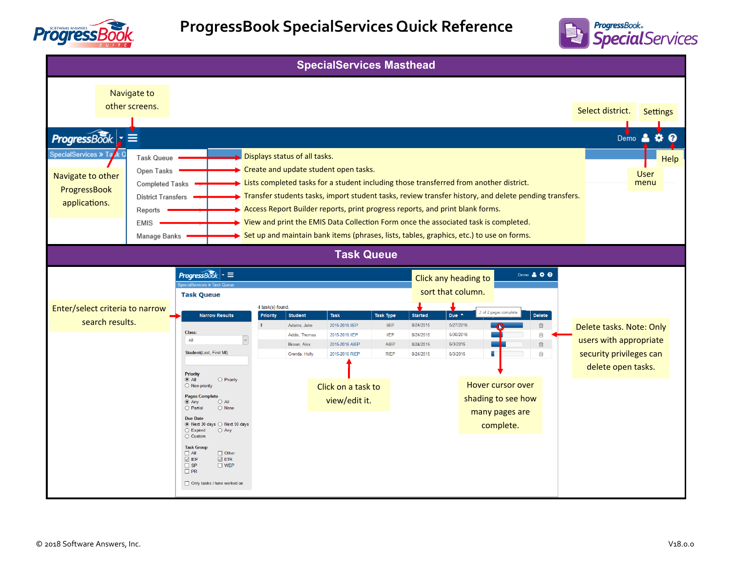# ProgressBook SpecialServices Quick Reference

## SpecialServices Masthead

- **Navigate to other screens.**
- **Navigate to other ProgressBook applications.**
- **Select district.**
- **Settings**
- **Help**
- **User menu**

| Menu Item | Description |
|---|---|
| Task Queue | Displays status of all tasks. |
| Open Tasks | Create and update student open tasks. |
| Completed Tasks | Lists completed tasks for a student including those transferred from another district. |
| District Transfers | Transfer students tasks, import student tasks, review transfer history, and delete pending transfers. |
| Reports | Access Report Builder reports, print progress reports, and print blank forms. |
| EMIS | View and print the EMIS Data Collection Form once the associated task is completed. |
| Manage Banks | Set up and maintain bank items (phrases, lists, tables, graphics, etc.) to use on forms. |

## Task Queue

- Enter/select criteria to narrow search results.
- Click any heading to sort that column.
- Click on a task to view/edit it.
- Hover cursor over shading to see how many pages are complete.
- Delete tasks. Note: Only users with appropriate security privileges can delete open tasks.

© 2018 Software Answers, Inc.

V18.0.0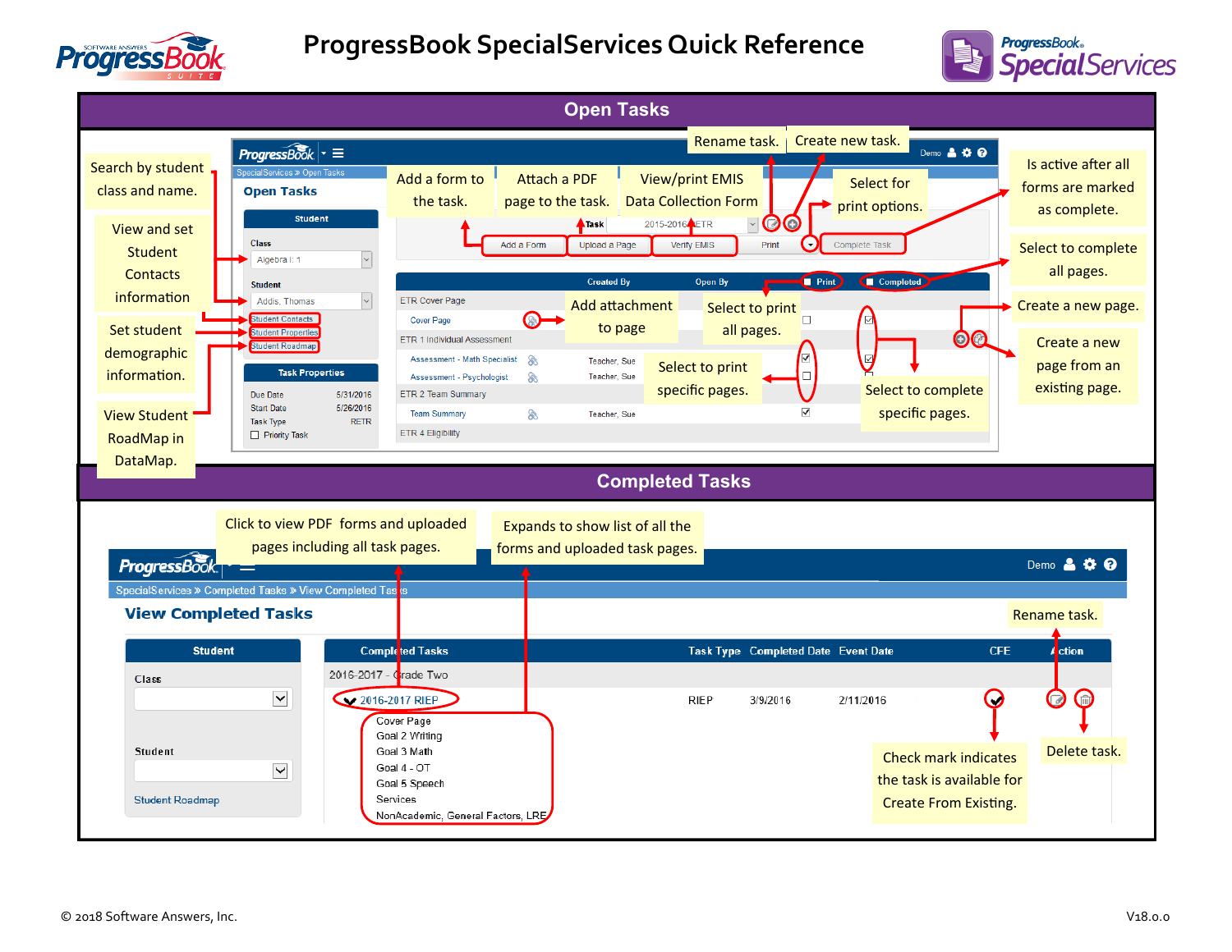# ProgressBook SpecialServices Quick Reference

## Open Tasks

Search by student class and name.

View and set Student Contacts information

Set student demographic information.

View Student RoadMap in DataMap.

Add a form to the task.

Attach a PDF page to the task.

View/print EMIS Data Collection Form

Rename task.

Create new task.

Select for print options.

Is active after all forms are marked as complete.

Select to complete all pages.

Create a new page.

Create a new page from an existing page.

Add attachment to page

Select to print all pages.

Select to print specific pages.

Select to complete specific pages.

## Completed Tasks

Click to view PDF forms and uploaded pages including all task pages.

Expands to show list of all the forms and uploaded task pages.

Rename task.

Check mark indicates the task is available for Create From Existing.

Delete task.

© 2018 Software Answers, Inc.

V18.0.0